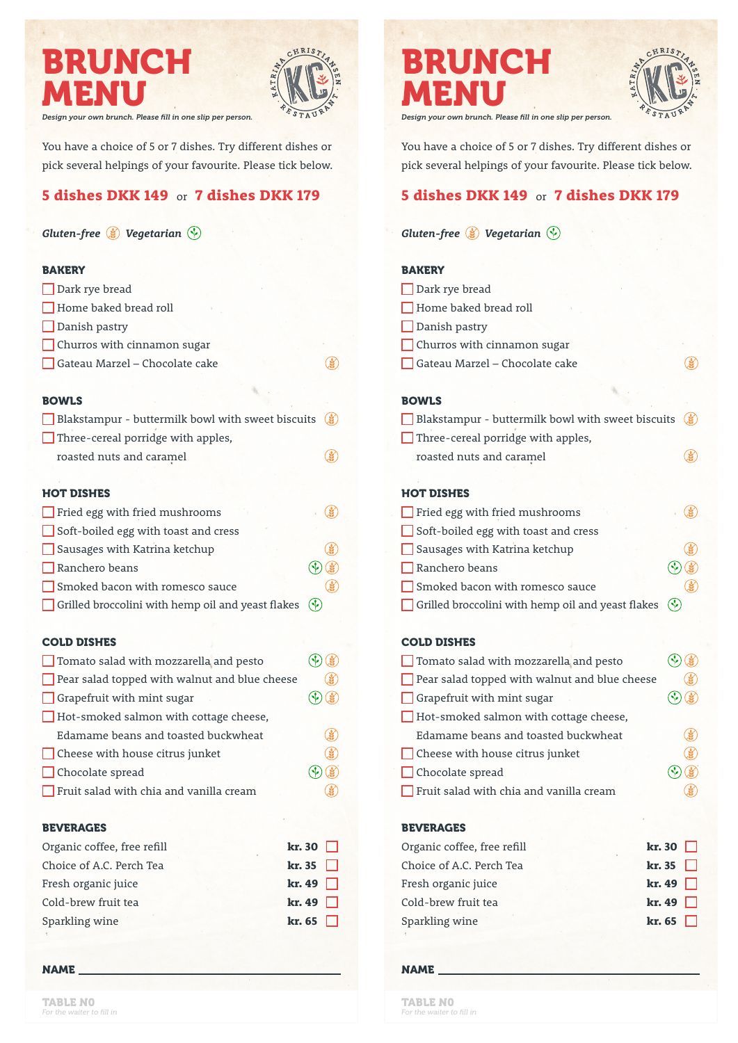# BRUNCH MENU

KATRINA CHRISTIANSEN RESTAURANT

*Design your own brunch. Please fill in one slip per person.*

You have a choice of 5 or 7 dishes. Try different dishes or pick several helpings of your favourite. Please tick below.

**5 dishes DKK 149** or **7 dishes DKK 179**

***Gluten-free*** (GF) ***Vegetarian*** (V)

### BAKERY

- ☐ Dark rye bread
- ☐ Home baked bread roll
- ☐ Danish pastry
- ☐ Churros with cinnamon sugar
- ☐ Gateau Marzel – Chocolate cake (GF)

### BOWLS

- ☐ Blakstampur - buttermilk bowl with sweet biscuits (GF)
- ☐ Three-cereal porridge with apples, roasted nuts and caramel (GF)

### HOT DISHES

- ☐ Fried egg with fried mushrooms (GF)
- ☐ Soft-boiled egg with toast and cress
- ☐ Sausages with Katrina ketchup (GF)
- ☐ Ranchero beans (V) (GF)
- ☐ Smoked bacon with romesco sauce (GF)
- ☐ Grilled broccolini with hemp oil and yeast flakes (V)

### COLD DISHES

- ☐ Tomato salad with mozzarella and pesto (V) (GF)
- ☐ Pear salad topped with walnut and blue cheese (GF)
- ☐ Grapefruit with mint sugar (V) (GF)
- ☐ Hot-smoked salmon with cottage cheese, Edamame beans and toasted buckwheat (GF)
- ☐ Cheese with house citrus junket (GF)
- ☐ Chocolate spread (V) (GF)
- ☐ Fruit salad with chia and vanilla cream (GF)

### BEVERAGES

| | | |
|---|---|---|
| Organic coffee, free refill | **kr. 30** | ☐ |
| Choice of A.C. Perch Tea | **kr. 35** | ☐ |
| Fresh organic juice | **kr. 49** | ☐ |
| Cold-brew fruit tea | **kr. 49** | ☐ |
| Sparkling wine | **kr. 65** | ☐ |

**NAME** ______________________________

**TABLE NO**
*For the waiter to fill in*

# BRUNCH MENU

KATRINA CHRISTIANSEN RESTAURANT

*Design your own brunch. Please fill in one slip per person.*

You have a choice of 5 or 7 dishes. Try different dishes or pick several helpings of your favourite. Please tick below.

**5 dishes DKK 149** or **7 dishes DKK 179**

***Gluten-free*** (GF) ***Vegetarian*** (V)

### BAKERY

- ☐ Dark rye bread
- ☐ Home baked bread roll
- ☐ Danish pastry
- ☐ Churros with cinnamon sugar
- ☐ Gateau Marzel – Chocolate cake (GF)

### BOWLS

- ☐ Blakstampur - buttermilk bowl with sweet biscuits (GF)
- ☐ Three-cereal porridge with apples, roasted nuts and caramel (GF)

### HOT DISHES

- ☐ Fried egg with fried mushrooms (GF)
- ☐ Soft-boiled egg with toast and cress
- ☐ Sausages with Katrina ketchup (GF)
- ☐ Ranchero beans (V) (GF)
- ☐ Smoked bacon with romesco sauce (GF)
- ☐ Grilled broccolini with hemp oil and yeast flakes (V)

### COLD DISHES

- ☐ Tomato salad with mozzarella and pesto (V) (GF)
- ☐ Pear salad topped with walnut and blue cheese (GF)
- ☐ Grapefruit with mint sugar (V) (GF)
- ☐ Hot-smoked salmon with cottage cheese, Edamame beans and toasted buckwheat (GF)
- ☐ Cheese with house citrus junket (GF)
- ☐ Chocolate spread (V) (GF)
- ☐ Fruit salad with chia and vanilla cream (GF)

### BEVERAGES

| | | |
|---|---|---|
| Organic coffee, free refill | **kr. 30** | ☐ |
| Choice of A.C. Perch Tea | **kr. 35** | ☐ |
| Fresh organic juice | **kr. 49** | ☐ |
| Cold-brew fruit tea | **kr. 49** | ☐ |
| Sparkling wine | **kr. 65** | ☐ |

**NAME** ______________________________

**TABLE NO**
*For the waiter to fill in*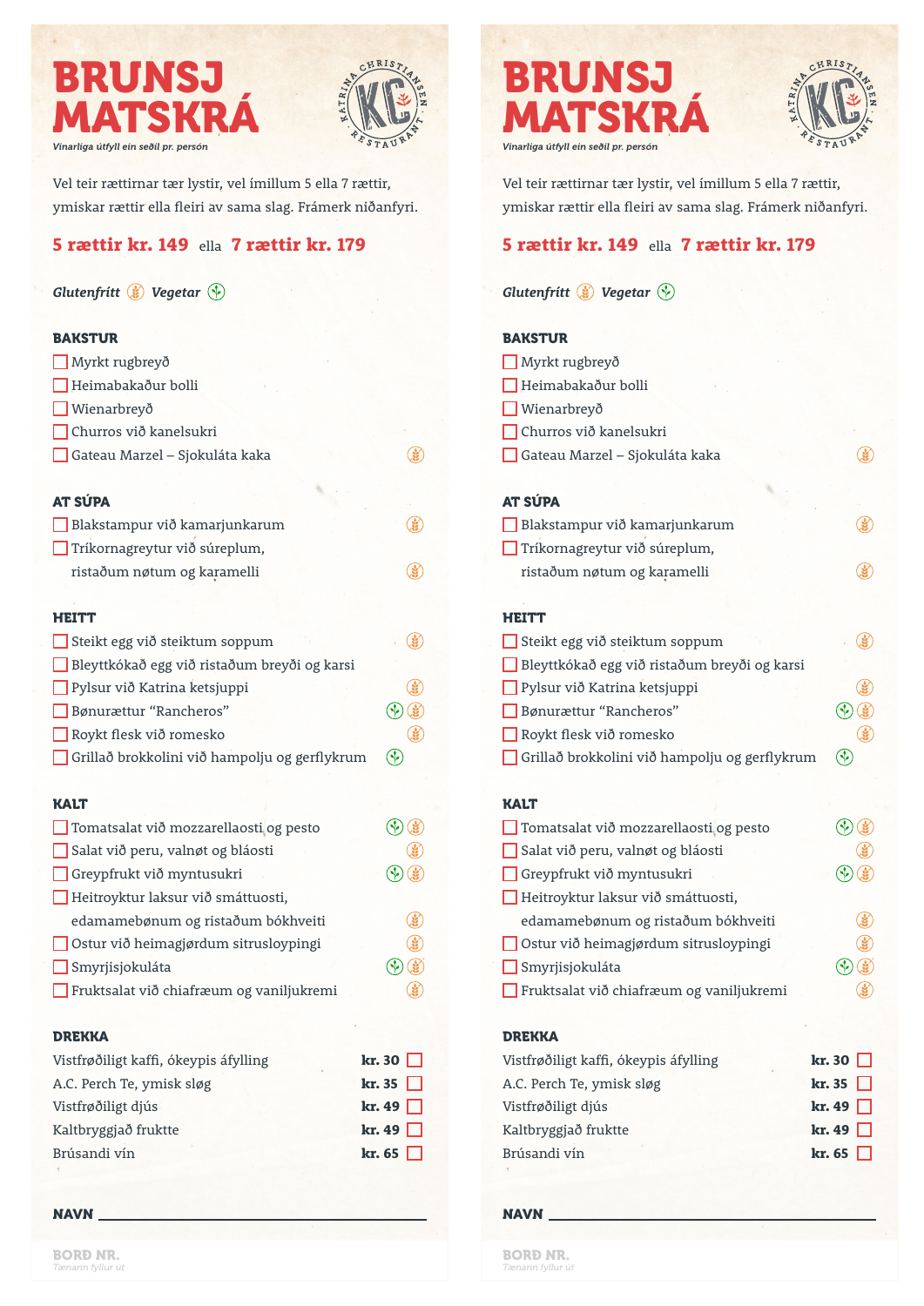# BRUNSJ MATSKRÁ

*Vinarliga útfyll ein seðil pr. persón*

Vel teir rættirnar tær lystir, vel ímillum 5 ella 7 rættir, ymiskar rættir ella fleiri av sama slag. Frámerk niðanfyri.

**5 rættir kr. 149** ella **7 rættir kr. 179**

***Glutenfrítt*** ***Vegetar***

## BAKSTUR

- ☐ Myrkt rugbreyð
- ☐ Heimabakaður bolli
- ☐ Wienarbreyð
- ☐ Churros við kanelsukri
- ☐ Gateau Marzel – Sjokuláta kaka (Glutenfrítt)

## AT SÚPA

- ☐ Blakstampur við kamarjunkarum (Glutenfrítt)
- ☐ Tríkornagreytur við súreplum, ristaðum nøtum og karamelli (Glutenfrítt)

## HEITT

- ☐ Steikt egg við steiktum soppum (Glutenfrítt)
- ☐ Bleyttkókað egg við ristaðum breyði og karsi
- ☐ Pylsur við Katrina ketsjuppi (Glutenfrítt)
- ☐ Bønurættur "Rancheros" (Vegetar, Glutenfrítt)
- ☐ Roykt flesk við romesko (Glutenfrítt)
- ☐ Grillað brokkolini við hampolju og gerflykrum (Vegetar)

## KALT

- ☐ Tomatsalat við mozzarellaosti og pesto (Vegetar, Glutenfrítt)
- ☐ Salat við peru, valnøt og bláosti (Glutenfrítt)
- ☐ Greypfrukt við myntusukri (Vegetar, Glutenfrítt)
- ☐ Heitroyktur laksur við smáttuosti, edamamebønum og ristaðum bókhveiti (Glutenfrítt)
- ☐ Ostur við heimagjørdum sitrusloypingi (Glutenfrítt)
- ☐ Smyrjisjokuláta (Vegetar, Glutenfrítt)
- ☐ Fruktsalat við chiafræum og vaniljukremi (Glutenfrítt)

## DREKKA

| | | |
|---|---|---|
| Vistfrøðiligt kaffi, ókeypis áfylling | kr. 30 | ☐ |
| A.C. Perch Te, ymisk sløg | kr. 35 | ☐ |
| Vistfrøðiligt djús | kr. 49 | ☐ |
| Kaltbryggjað fruktte | kr. 49 | ☐ |
| Brúsandi vín | kr. 65 | ☐ |

**NAVN** ______________________________

**BORÐ NR.**
*Tænarin fyllur út*

---

# BRUNSJ MATSKRÁ

*Vinarliga útfyll ein seðil pr. persón*

Vel teir rættirnar tær lystir, vel ímillum 5 ella 7 rættir, ymiskar rættir ella fleiri av sama slag. Frámerk niðanfyri.

**5 rættir kr. 149** ella **7 rættir kr. 179**

***Glutenfrítt*** ***Vegetar***

## BAKSTUR

- ☐ Myrkt rugbreyð
- ☐ Heimabakaður bolli
- ☐ Wienarbreyð
- ☐ Churros við kanelsukri
- ☐ Gateau Marzel – Sjokuláta kaka (Glutenfrítt)

## AT SÚPA

- ☐ Blakstampur við kamarjunkarum (Glutenfrítt)
- ☐ Tríkornagreytur við súreplum, ristaðum nøtum og karamelli (Glutenfrítt)

## HEITT

- ☐ Steikt egg við steiktum soppum (Glutenfrítt)
- ☐ Bleyttkókað egg við ristaðum breyði og karsi
- ☐ Pylsur við Katrina ketsjuppi (Glutenfrítt)
- ☐ Bønurættur "Rancheros" (Vegetar, Glutenfrítt)
- ☐ Roykt flesk við romesko (Glutenfrítt)
- ☐ Grillað brokkolini við hampolju og gerflykrum (Vegetar)

## KALT

- ☐ Tomatsalat við mozzarellaosti og pesto (Vegetar, Glutenfrítt)
- ☐ Salat við peru, valnøt og bláosti (Glutenfrítt)
- ☐ Greypfrukt við myntusukri (Vegetar, Glutenfrítt)
- ☐ Heitroyktur laksur við smáttuosti, edamamebønum og ristaðum bókhveiti (Glutenfrítt)
- ☐ Ostur við heimagjørdum sitrusloypingi (Glutenfrítt)
- ☐ Smyrjisjokuláta (Vegetar, Glutenfrítt)
- ☐ Fruktsalat við chiafræum og vaniljukremi (Glutenfrítt)

## DREKKA

| | | |
|---|---|---|
| Vistfrøðiligt kaffi, ókeypis áfylling | kr. 30 | ☐ |
| A.C. Perch Te, ymisk sløg | kr. 35 | ☐ |
| Vistfrøðiligt djús | kr. 49 | ☐ |
| Kaltbryggjað fruktte | kr. 49 | ☐ |
| Brúsandi vín | kr. 65 | ☐ |

**NAVN** ______________________________

**BORÐ NR.**
*Tænarin fyllur út*